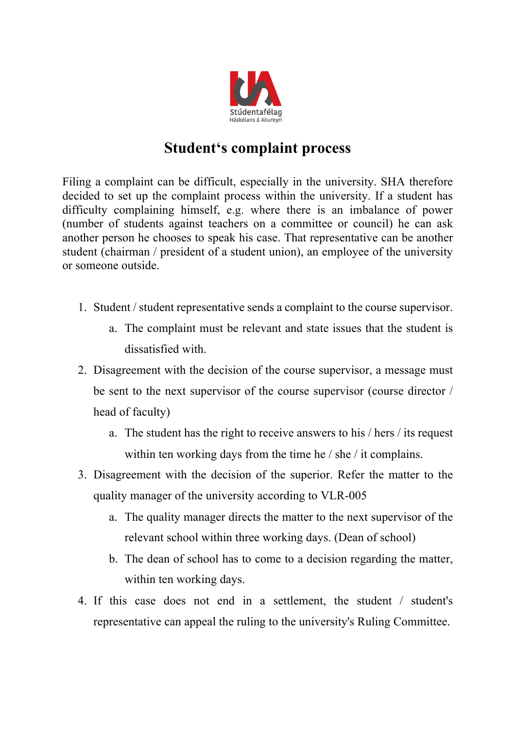Stúdentafélag
Háskólans á Akureyri

# Student's complaint process

Filing a complaint can be difficult, especially in the university. SHA therefore decided to set up the complaint process within the university. If a student has difficulty complaining himself, e.g. where there is an imbalance of power (number of students against teachers on a committee or council) he can ask another person he chooses to speak his case. That representative can be another student (chairman / president of a student union), an employee of the university or someone outside.

1. Student / student representative sends a complaint to the course supervisor.
    a. The complaint must be relevant and state issues that the student is dissatisfied with.
2. Disagreement with the decision of the course supervisor, a message must be sent to the next supervisor of the course supervisor (course director / head of faculty)
    a. The student has the right to receive answers to his / hers / its request within ten working days from the time he / she / it complains.
3. Disagreement with the decision of the superior. Refer the matter to the quality manager of the university according to VLR-005
    a. The quality manager directs the matter to the next supervisor of the relevant school within three working days. (Dean of school)
    b. The dean of school has to come to a decision regarding the matter, within ten working days.
4. If this case does not end in a settlement, the student / student's representative can appeal the ruling to the university's Ruling Committee.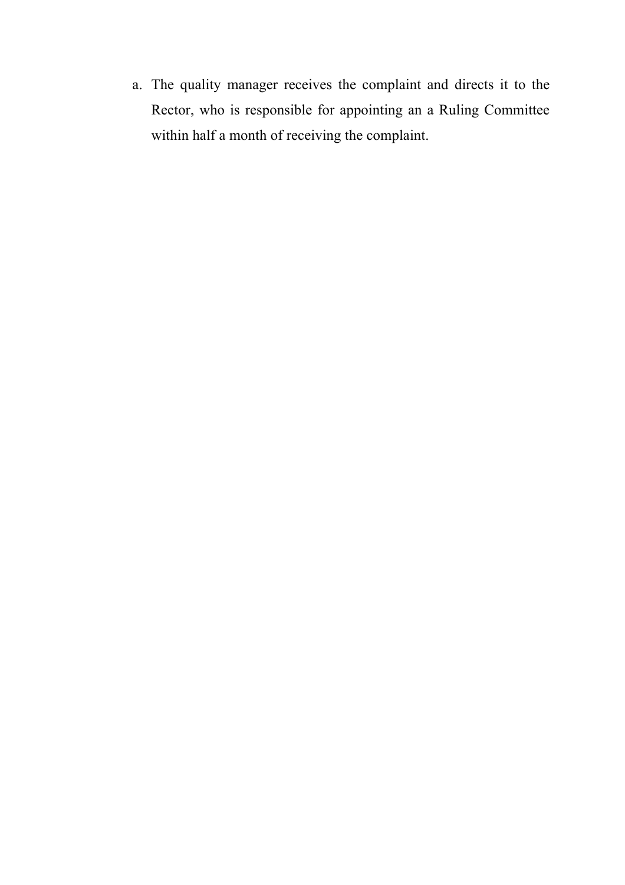a. The quality manager receives the complaint and directs it to the Rector, who is responsible for appointing an a Ruling Committee within half a month of receiving the complaint.